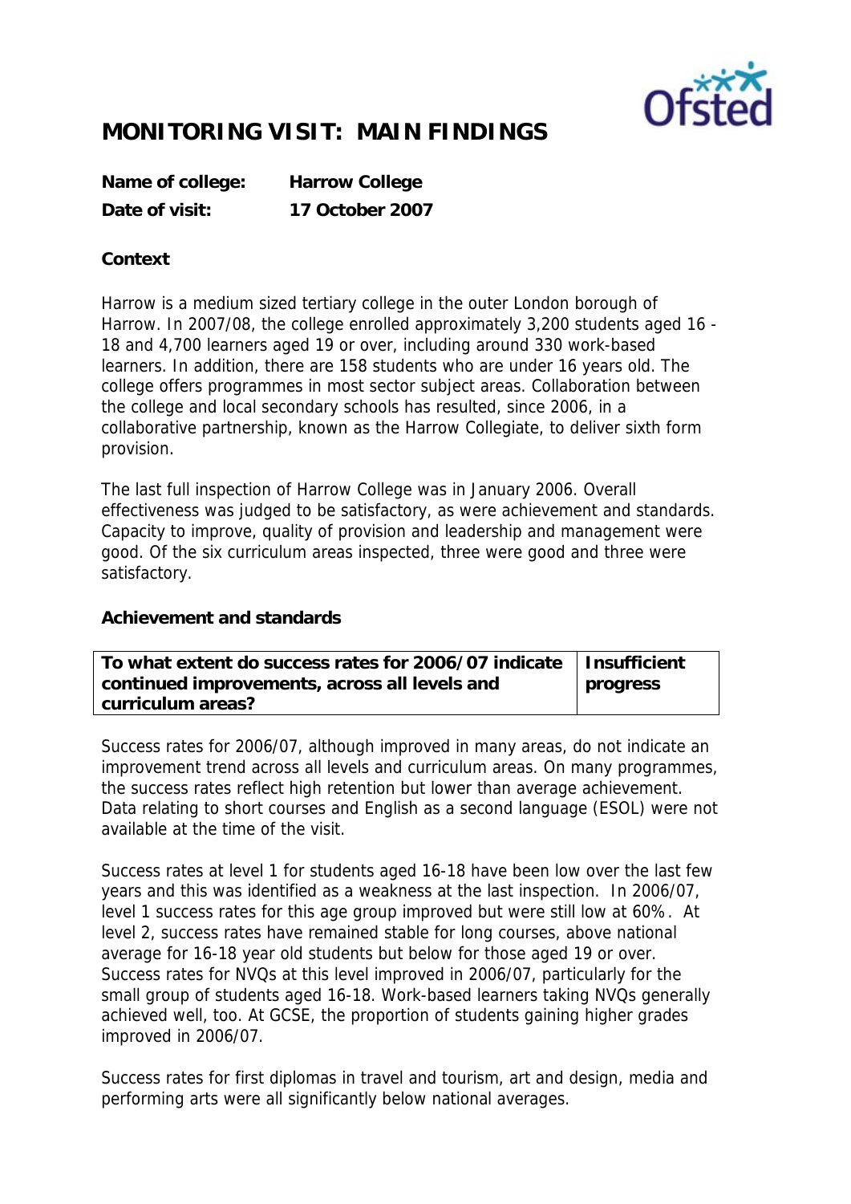# MONITORING VISIT: MAIN FINDINGS

| | |
|---|---|
| **Name of college:** | **Harrow College** |
| **Date of visit:** | **17 October 2007** |

**Context**

Harrow is a medium sized tertiary college in the outer London borough of Harrow. In 2007/08, the college enrolled approximately 3,200 students aged 16 - 18 and 4,700 learners aged 19 or over, including around 330 work-based learners. In addition, there are 158 students who are under 16 years old. The college offers programmes in most sector subject areas. Collaboration between the college and local secondary schools has resulted, since 2006, in a collaborative partnership, known as the Harrow Collegiate, to deliver sixth form provision.

The last full inspection of Harrow College was in January 2006. Overall effectiveness was judged to be satisfactory, as were achievement and standards. Capacity to improve, quality of provision and leadership and management were good. Of the six curriculum areas inspected, three were good and three were satisfactory.

**Achievement and standards**

| | |
|---|---|
| **To what extent do success rates for 2006/07 indicate continued improvements, across all levels and curriculum areas?** | **Insufficient progress** |

Success rates for 2006/07, although improved in many areas, do not indicate an improvement trend across all levels and curriculum areas. On many programmes, the success rates reflect high retention but lower than average achievement. Data relating to short courses and English as a second language (ESOL) were not available at the time of the visit.

Success rates at level 1 for students aged 16-18 have been low over the last few years and this was identified as a weakness at the last inspection. In 2006/07, level 1 success rates for this age group improved but were still low at 60%. At level 2, success rates have remained stable for long courses, above national average for 16-18 year old students but below for those aged 19 or over. Success rates for NVQs at this level improved in 2006/07, particularly for the small group of students aged 16-18. Work-based learners taking NVQs generally achieved well, too. At GCSE, the proportion of students gaining higher grades improved in 2006/07.

Success rates for first diplomas in travel and tourism, art and design, media and performing arts were all significantly below national averages.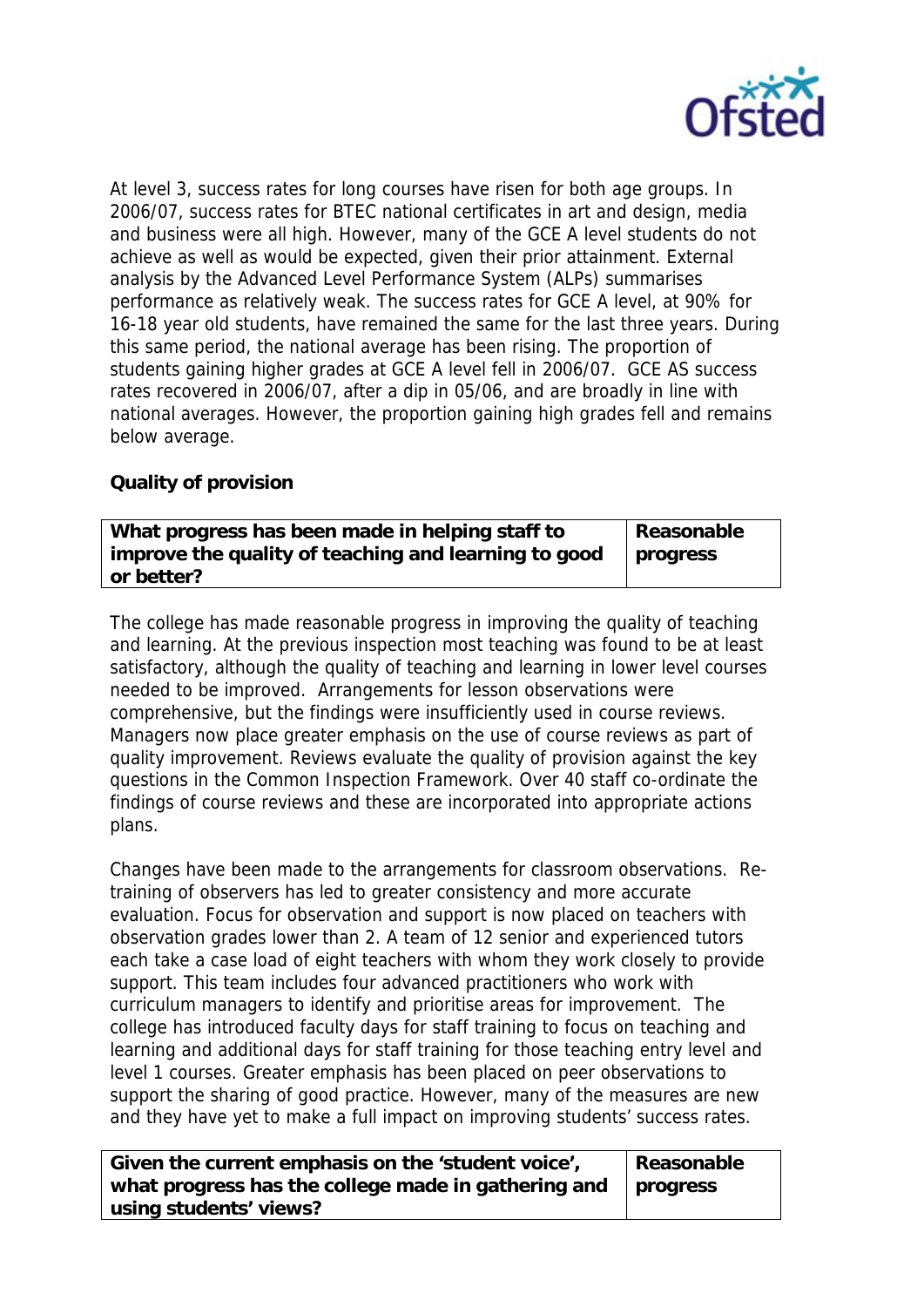At level 3, success rates for long courses have risen for both age groups. In 2006/07, success rates for BTEC national certificates in art and design, media and business were all high. However, many of the GCE A level students do not achieve as well as would be expected, given their prior attainment. External analysis by the Advanced Level Performance System (ALPs) summarises performance as relatively weak. The success rates for GCE A level, at 90% for 16-18 year old students, have remained the same for the last three years. During this same period, the national average has been rising. The proportion of students gaining higher grades at GCE A level fell in 2006/07. GCE AS success rates recovered in 2006/07, after a dip in 05/06, and are broadly in line with national averages. However, the proportion gaining high grades fell and remains below average.

**Quality of provision**

| What progress has been made in helping staff to improve the quality of teaching and learning to good or better? | Reasonable progress |
|---|---|

The college has made reasonable progress in improving the quality of teaching and learning. At the previous inspection most teaching was found to be at least satisfactory, although the quality of teaching and learning in lower level courses needed to be improved. Arrangements for lesson observations were comprehensive, but the findings were insufficiently used in course reviews. Managers now place greater emphasis on the use of course reviews as part of quality improvement. Reviews evaluate the quality of provision against the key questions in the Common Inspection Framework. Over 40 staff co-ordinate the findings of course reviews and these are incorporated into appropriate actions plans.

Changes have been made to the arrangements for classroom observations. Re-training of observers has led to greater consistency and more accurate evaluation. Focus for observation and support is now placed on teachers with observation grades lower than 2. A team of 12 senior and experienced tutors each take a case load of eight teachers with whom they work closely to provide support. This team includes four advanced practitioners who work with curriculum managers to identify and prioritise areas for improvement. The college has introduced faculty days for staff training to focus on teaching and learning and additional days for staff training for those teaching entry level and level 1 courses. Greater emphasis has been placed on peer observations to support the sharing of good practice. However, many of the measures are new and they have yet to make a full impact on improving students' success rates.

| Given the current emphasis on the 'student voice', what progress has the college made in gathering and using students' views? | Reasonable progress |
|---|---|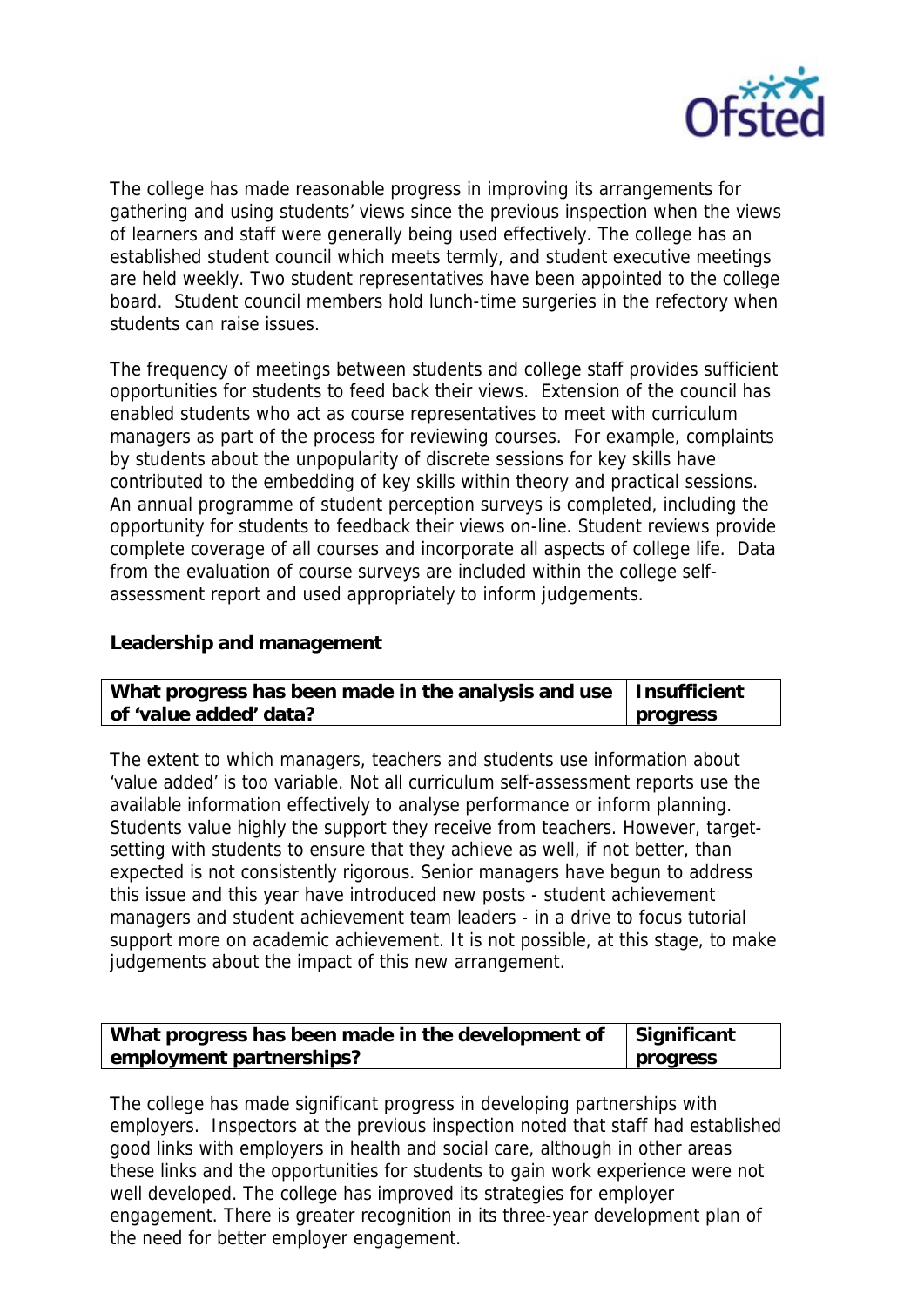The college has made reasonable progress in improving its arrangements for gathering and using students' views since the previous inspection when the views of learners and staff were generally being used effectively. The college has an established student council which meets termly, and student executive meetings are held weekly. Two student representatives have been appointed to the college board. Student council members hold lunch-time surgeries in the refectory when students can raise issues.

The frequency of meetings between students and college staff provides sufficient opportunities for students to feed back their views. Extension of the council has enabled students who act as course representatives to meet with curriculum managers as part of the process for reviewing courses. For example, complaints by students about the unpopularity of discrete sessions for key skills have contributed to the embedding of key skills within theory and practical sessions. An annual programme of student perception surveys is completed, including the opportunity for students to feedback their views on-line. Student reviews provide complete coverage of all courses and incorporate all aspects of college life. Data from the evaluation of course surveys are included within the college self-assessment report and used appropriately to inform judgements.

**Leadership and management**

| What progress has been made in the analysis and use of 'value added' data? | Insufficient progress |
|---|---|

The extent to which managers, teachers and students use information about 'value added' is too variable. Not all curriculum self-assessment reports use the available information effectively to analyse performance or inform planning. Students value highly the support they receive from teachers. However, target-setting with students to ensure that they achieve as well, if not better, than expected is not consistently rigorous. Senior managers have begun to address this issue and this year have introduced new posts - student achievement managers and student achievement team leaders - in a drive to focus tutorial support more on academic achievement. It is not possible, at this stage, to make judgements about the impact of this new arrangement.

| What progress has been made in the development of employment partnerships? | Significant progress |
|---|---|

The college has made significant progress in developing partnerships with employers. Inspectors at the previous inspection noted that staff had established good links with employers in health and social care, although in other areas these links and the opportunities for students to gain work experience were not well developed. The college has improved its strategies for employer engagement. There is greater recognition in its three-year development plan of the need for better employer engagement.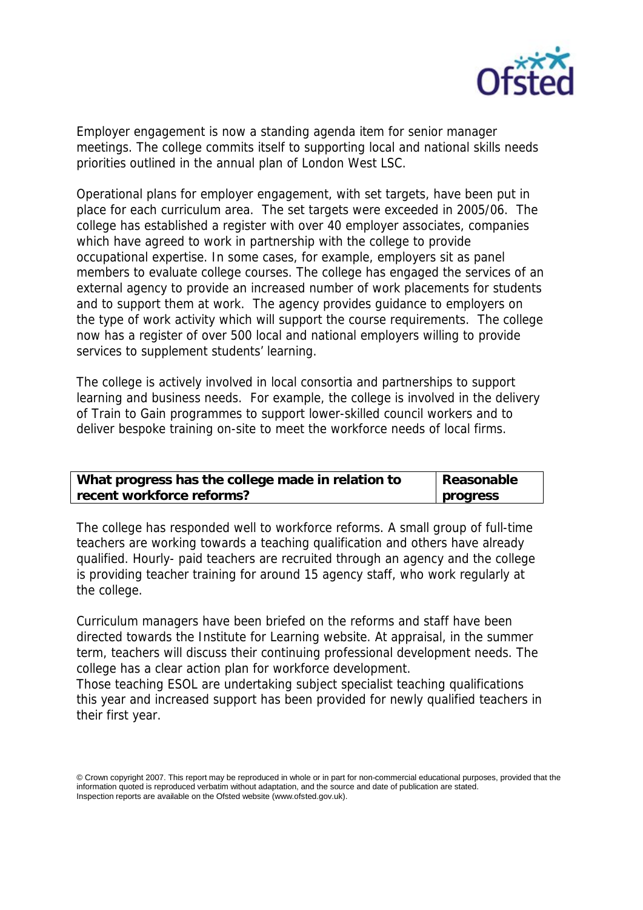Employer engagement is now a standing agenda item for senior manager meetings. The college commits itself to supporting local and national skills needs priorities outlined in the annual plan of London West LSC.

Operational plans for employer engagement, with set targets, have been put in place for each curriculum area. The set targets were exceeded in 2005/06. The college has established a register with over 40 employer associates, companies which have agreed to work in partnership with the college to provide occupational expertise. In some cases, for example, employers sit as panel members to evaluate college courses. The college has engaged the services of an external agency to provide an increased number of work placements for students and to support them at work. The agency provides guidance to employers on the type of work activity which will support the course requirements. The college now has a register of over 500 local and national employers willing to provide services to supplement students' learning.

The college is actively involved in local consortia and partnerships to support learning and business needs. For example, the college is involved in the delivery of Train to Gain programmes to support lower-skilled council workers and to deliver bespoke training on-site to meet the workforce needs of local firms.

| | |
|---|---|
| **What progress has the college made in relation to recent workforce reforms?** | **Reasonable progress** |

The college has responded well to workforce reforms. A small group of full-time teachers are working towards a teaching qualification and others have already qualified. Hourly- paid teachers are recruited through an agency and the college is providing teacher training for around 15 agency staff, who work regularly at the college.

Curriculum managers have been briefed on the reforms and staff have been directed towards the Institute for Learning website. At appraisal, in the summer term, teachers will discuss their continuing professional development needs. The college has a clear action plan for workforce development.
Those teaching ESOL are undertaking subject specialist teaching qualifications this year and increased support has been provided for newly qualified teachers in their first year.

© Crown copyright 2007. This report may be reproduced in whole or in part for non-commercial educational purposes, provided that the information quoted is reproduced verbatim without adaptation, and the source and date of publication are stated.
Inspection reports are available on the Ofsted website (www.ofsted.gov.uk).